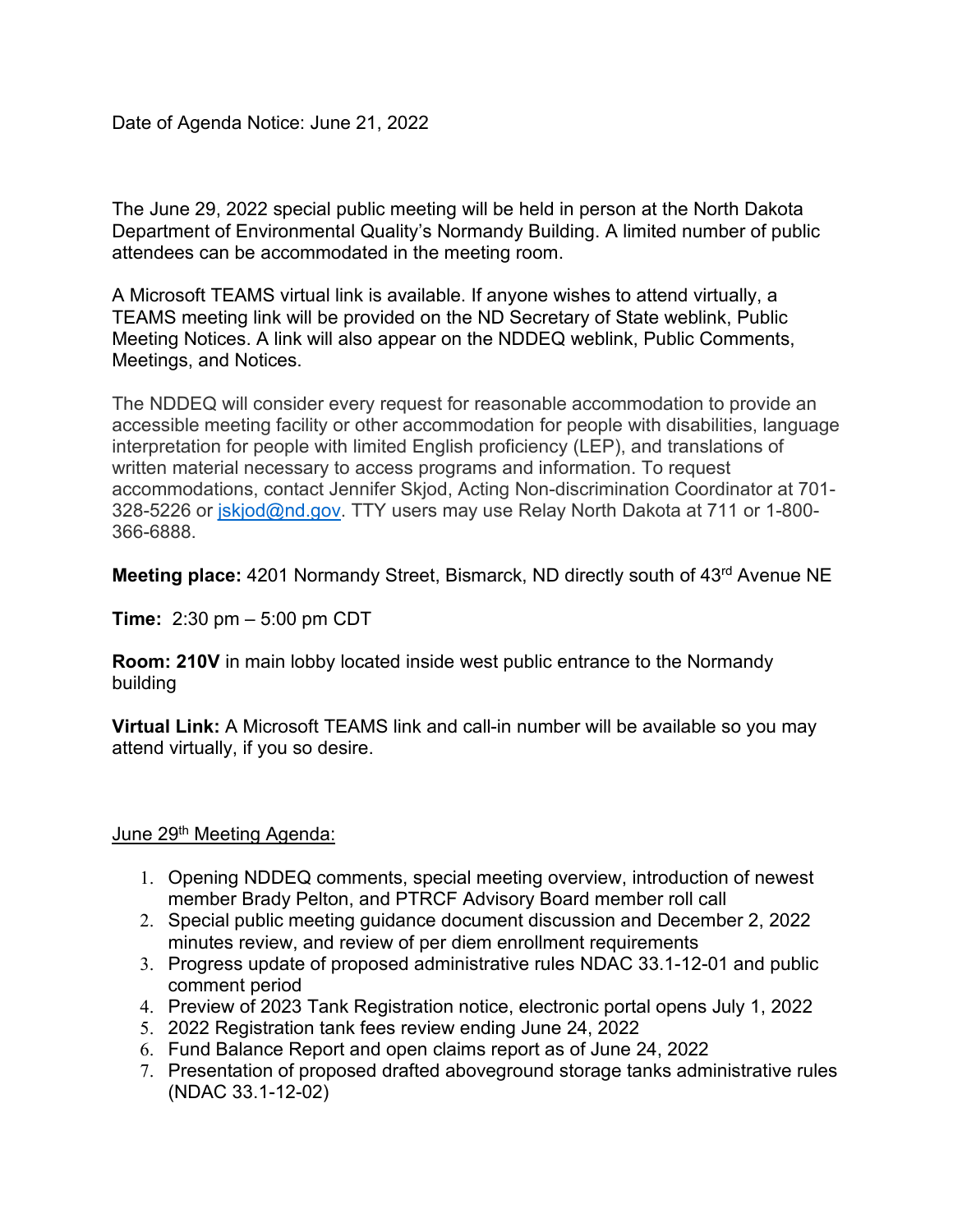Date of Agenda Notice: June 21, 2022

The June 29, 2022 special public meeting will be held in person at the North Dakota Department of Environmental Quality's Normandy Building. A limited number of public attendees can be accommodated in the meeting room.

A Microsoft TEAMS virtual link is available. If anyone wishes to attend virtually, a TEAMS meeting link will be provided on the ND Secretary of State weblink, Public Meeting Notices. A link will also appear on the NDDEQ weblink, Public Comments, Meetings, and Notices.

The NDDEQ will consider every request for reasonable accommodation to provide an accessible meeting facility or other accommodation for people with disabilities, language interpretation for people with limited English proficiency (LEP), and translations of written material necessary to access programs and information. To request accommodations, contact Jennifer Skjod, Acting Non-discrimination Coordinator at 701-328-5226 or jskjod@nd.gov. TTY users may use Relay North Dakota at 711 or 1-800-366-6888.

**Meeting place:** 4201 Normandy Street, Bismarck, ND directly south of 43rd Avenue NE

**Time:** 2:30 pm – 5:00 pm CDT

**Room: 210V** in main lobby located inside west public entrance to the Normandy building

**Virtual Link:** A Microsoft TEAMS link and call-in number will be available so you may attend virtually, if you so desire.

June 29th Meeting Agenda:

1. Opening NDDEQ comments, special meeting overview, introduction of newest member Brady Pelton, and PTRCF Advisory Board member roll call
2. Special public meeting guidance document discussion and December 2, 2022 minutes review, and review of per diem enrollment requirements
3. Progress update of proposed administrative rules NDAC 33.1-12-01 and public comment period
4. Preview of 2023 Tank Registration notice, electronic portal opens July 1, 2022
5. 2022 Registration tank fees review ending June 24, 2022
6. Fund Balance Report and open claims report as of June 24, 2022
7. Presentation of proposed drafted aboveground storage tanks administrative rules (NDAC 33.1-12-02)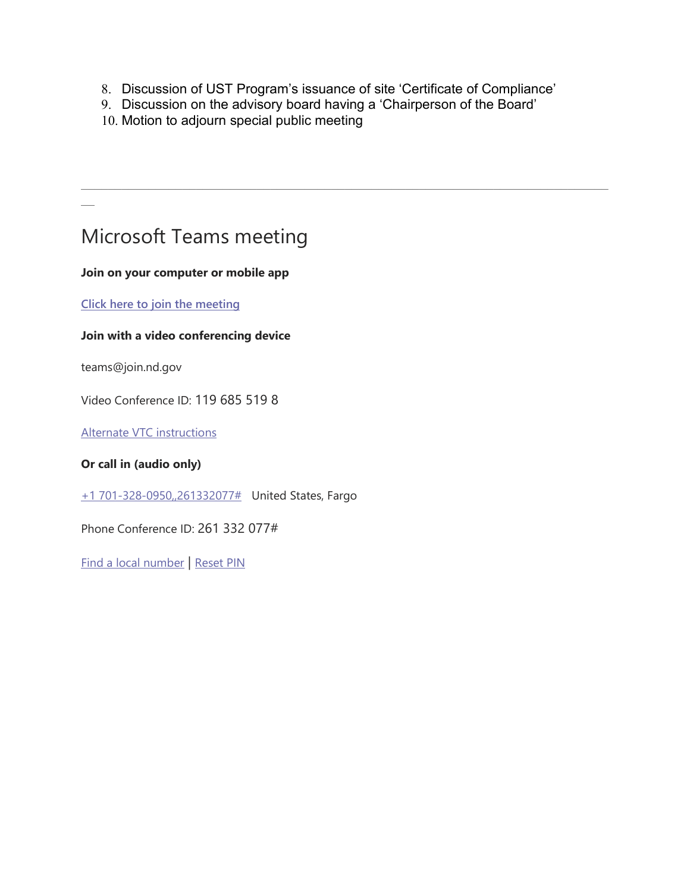8. Discussion of UST Program's issuance of site 'Certificate of Compliance'
9. Discussion on the advisory board having a 'Chairperson of the Board'
10. Motion to adjourn special public meeting

---

# Microsoft Teams meeting

**Join on your computer or mobile app**

[Click here to join the meeting]

**Join with a video conferencing device**

teams@join.nd.gov

Video Conference ID: 119 685 519 8

[Alternate VTC instructions]

**Or call in (audio only)**

[+1 701-328-0950,,261332077#] United States, Fargo

Phone Conference ID: 261 332 077#

[Find a local number] | [Reset PIN]